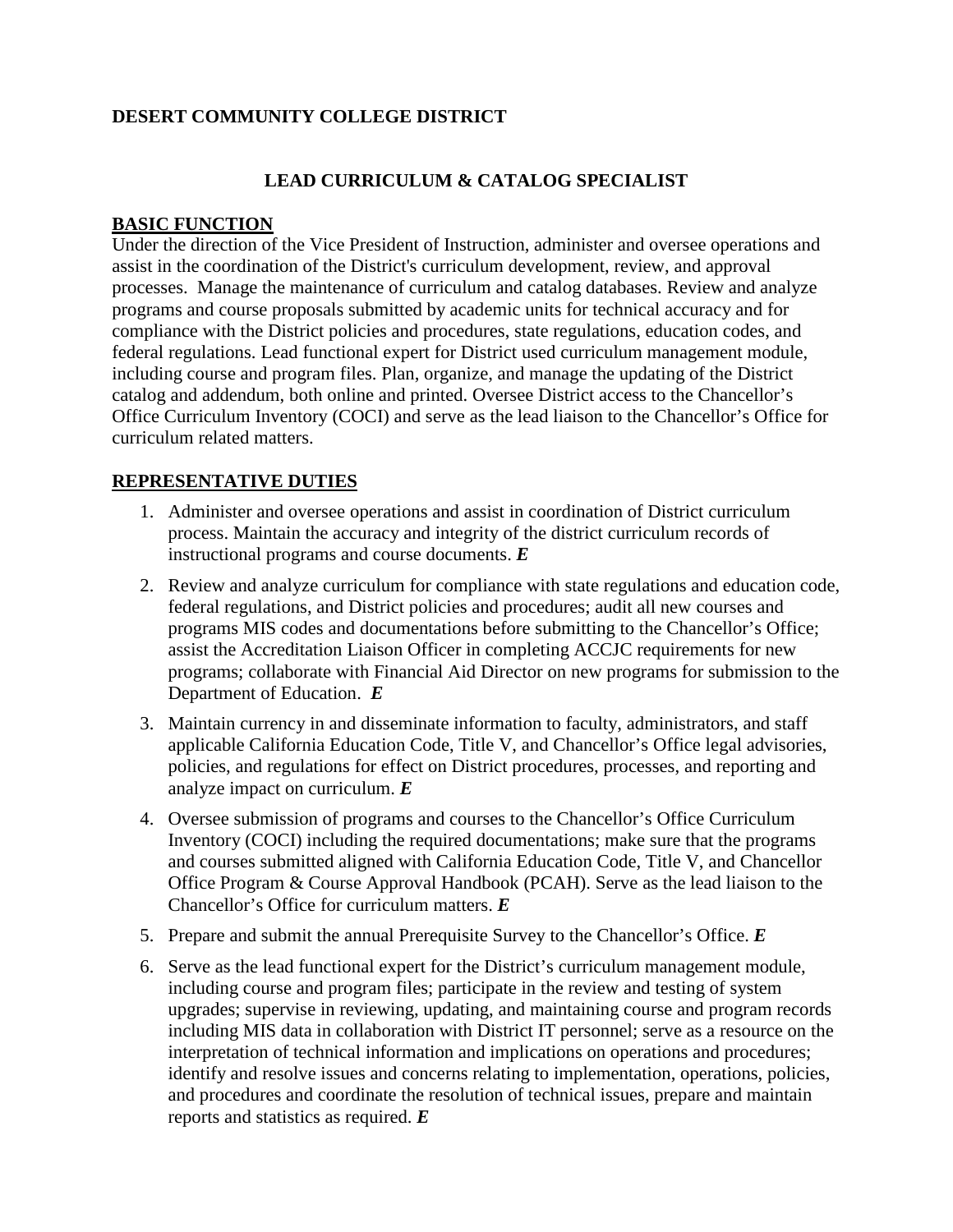**DESERT COMMUNITY COLLEGE DISTRICT**

# LEAD CURRICULUM & CATALOG SPECIALIST

## BASIC FUNCTION

Under the direction of the Vice President of Instruction, administer and oversee operations and assist in the coordination of the District's curriculum development, review, and approval processes. Manage the maintenance of curriculum and catalog databases. Review and analyze programs and course proposals submitted by academic units for technical accuracy and for compliance with the District policies and procedures, state regulations, education codes, and federal regulations. Lead functional expert for District used curriculum management module, including course and program files. Plan, organize, and manage the updating of the District catalog and addendum, both online and printed. Oversee District access to the Chancellor's Office Curriculum Inventory (COCI) and serve as the lead liaison to the Chancellor's Office for curriculum related matters.

## REPRESENTATIVE DUTIES

1. Administer and oversee operations and assist in coordination of District curriculum process. Maintain the accuracy and integrity of the district curriculum records of instructional programs and course documents. ***E***
2. Review and analyze curriculum for compliance with state regulations and education code, federal regulations, and District policies and procedures; audit all new courses and programs MIS codes and documentations before submitting to the Chancellor's Office; assist the Accreditation Liaison Officer in completing ACCJC requirements for new programs; collaborate with Financial Aid Director on new programs for submission to the Department of Education. ***E***
3. Maintain currency in and disseminate information to faculty, administrators, and staff applicable California Education Code, Title V, and Chancellor's Office legal advisories, policies, and regulations for effect on District procedures, processes, and reporting and analyze impact on curriculum. ***E***
4. Oversee submission of programs and courses to the Chancellor's Office Curriculum Inventory (COCI) including the required documentations; make sure that the programs and courses submitted aligned with California Education Code, Title V, and Chancellor Office Program & Course Approval Handbook (PCAH). Serve as the lead liaison to the Chancellor's Office for curriculum matters. ***E***
5. Prepare and submit the annual Prerequisite Survey to the Chancellor's Office. ***E***
6. Serve as the lead functional expert for the District's curriculum management module, including course and program files; participate in the review and testing of system upgrades; supervise in reviewing, updating, and maintaining course and program records including MIS data in collaboration with District IT personnel; serve as a resource on the interpretation of technical information and implications on operations and procedures; identify and resolve issues and concerns relating to implementation, operations, policies, and procedures and coordinate the resolution of technical issues, prepare and maintain reports and statistics as required. ***E***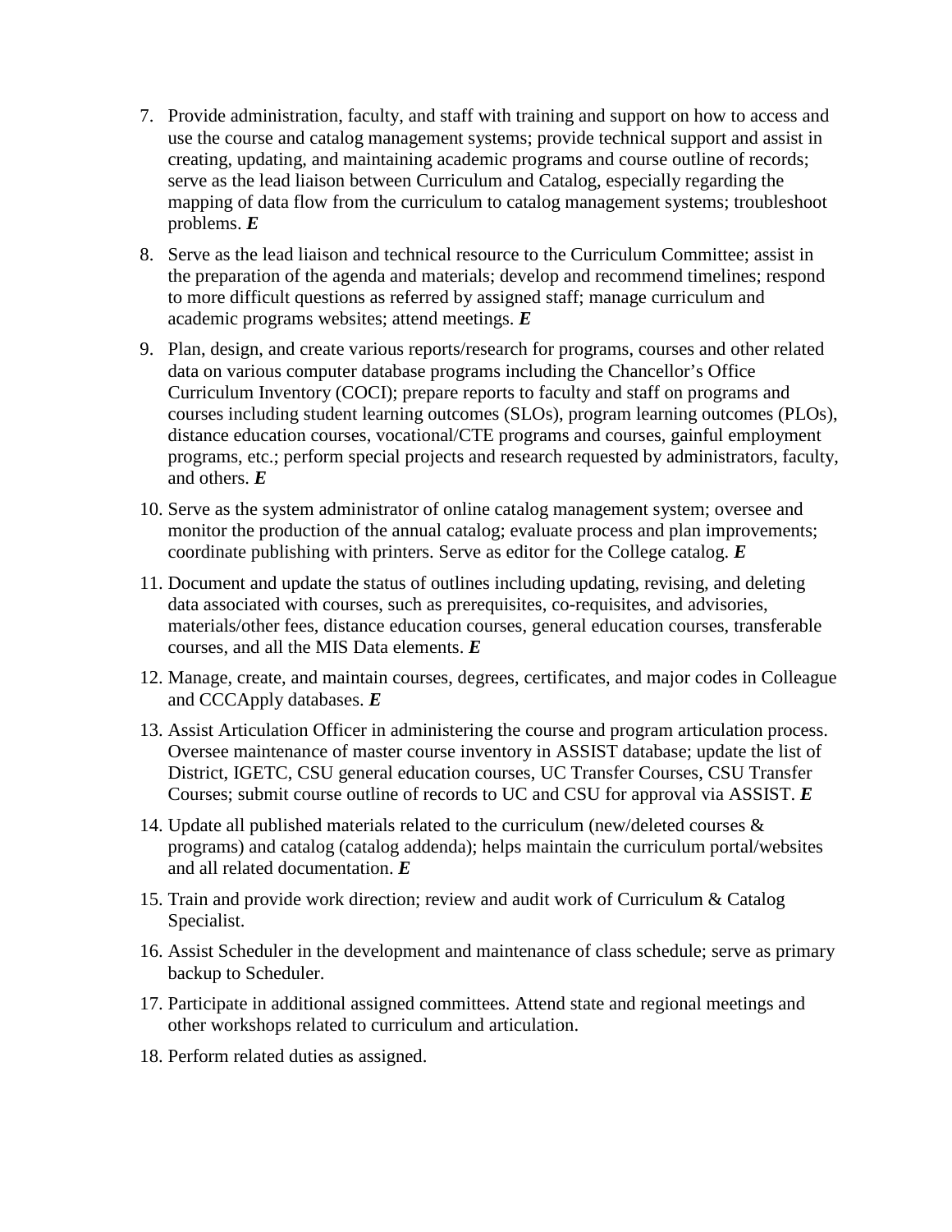7. Provide administration, faculty, and staff with training and support on how to access and use the course and catalog management systems; provide technical support and assist in creating, updating, and maintaining academic programs and course outline of records; serve as the lead liaison between Curriculum and Catalog, especially regarding the mapping of data flow from the curriculum to catalog management systems; troubleshoot problems. ***E***
8. Serve as the lead liaison and technical resource to the Curriculum Committee; assist in the preparation of the agenda and materials; develop and recommend timelines; respond to more difficult questions as referred by assigned staff; manage curriculum and academic programs websites; attend meetings. ***E***
9. Plan, design, and create various reports/research for programs, courses and other related data on various computer database programs including the Chancellor's Office Curriculum Inventory (COCI); prepare reports to faculty and staff on programs and courses including student learning outcomes (SLOs), program learning outcomes (PLOs), distance education courses, vocational/CTE programs and courses, gainful employment programs, etc.; perform special projects and research requested by administrators, faculty, and others. ***E***
10. Serve as the system administrator of online catalog management system; oversee and monitor the production of the annual catalog; evaluate process and plan improvements; coordinate publishing with printers. Serve as editor for the College catalog. ***E***
11. Document and update the status of outlines including updating, revising, and deleting data associated with courses, such as prerequisites, co-requisites, and advisories, materials/other fees, distance education courses, general education courses, transferable courses, and all the MIS Data elements. ***E***
12. Manage, create, and maintain courses, degrees, certificates, and major codes in Colleague and CCCApply databases. ***E***
13. Assist Articulation Officer in administering the course and program articulation process. Oversee maintenance of master course inventory in ASSIST database; update the list of District, IGETC, CSU general education courses, UC Transfer Courses, CSU Transfer Courses; submit course outline of records to UC and CSU for approval via ASSIST. ***E***
14. Update all published materials related to the curriculum (new/deleted courses & programs) and catalog (catalog addenda); helps maintain the curriculum portal/websites and all related documentation. ***E***
15. Train and provide work direction; review and audit work of Curriculum & Catalog Specialist.
16. Assist Scheduler in the development and maintenance of class schedule; serve as primary backup to Scheduler.
17. Participate in additional assigned committees. Attend state and regional meetings and other workshops related to curriculum and articulation.
18. Perform related duties as assigned.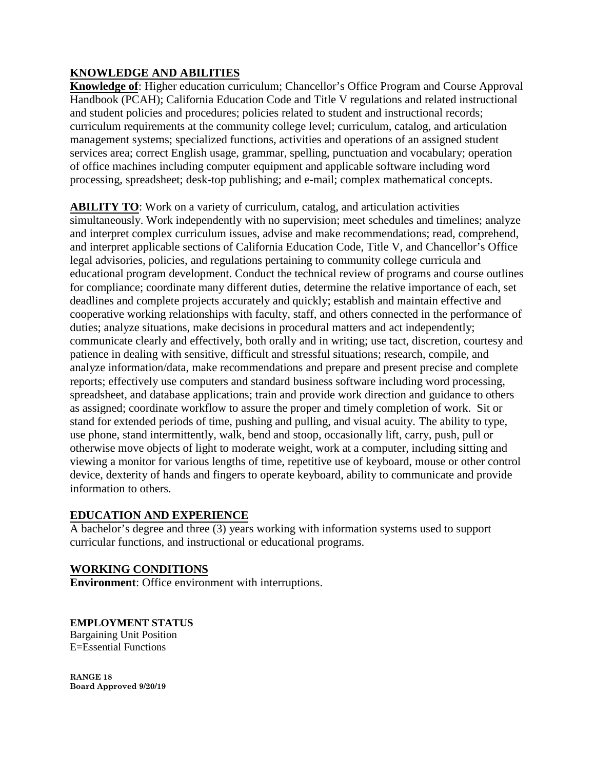## KNOWLEDGE AND ABILITIES

**Knowledge of**: Higher education curriculum; Chancellor's Office Program and Course Approval Handbook (PCAH); California Education Code and Title V regulations and related instructional and student policies and procedures; policies related to student and instructional records; curriculum requirements at the community college level; curriculum, catalog, and articulation management systems; specialized functions, activities and operations of an assigned student services area; correct English usage, grammar, spelling, punctuation and vocabulary; operation of office machines including computer equipment and applicable software including word processing, spreadsheet; desk-top publishing; and e-mail; complex mathematical concepts.

**ABILITY TO**: Work on a variety of curriculum, catalog, and articulation activities simultaneously. Work independently with no supervision; meet schedules and timelines; analyze and interpret complex curriculum issues, advise and make recommendations; read, comprehend, and interpret applicable sections of California Education Code, Title V, and Chancellor's Office legal advisories, policies, and regulations pertaining to community college curricula and educational program development. Conduct the technical review of programs and course outlines for compliance; coordinate many different duties, determine the relative importance of each, set deadlines and complete projects accurately and quickly; establish and maintain effective and cooperative working relationships with faculty, staff, and others connected in the performance of duties; analyze situations, make decisions in procedural matters and act independently; communicate clearly and effectively, both orally and in writing; use tact, discretion, courtesy and patience in dealing with sensitive, difficult and stressful situations; research, compile, and analyze information/data, make recommendations and prepare and present precise and complete reports; effectively use computers and standard business software including word processing, spreadsheet, and database applications; train and provide work direction and guidance to others as assigned; coordinate workflow to assure the proper and timely completion of work. Sit or stand for extended periods of time, pushing and pulling, and visual acuity. The ability to type, use phone, stand intermittently, walk, bend and stoop, occasionally lift, carry, push, pull or otherwise move objects of light to moderate weight, work at a computer, including sitting and viewing a monitor for various lengths of time, repetitive use of keyboard, mouse or other control device, dexterity of hands and fingers to operate keyboard, ability to communicate and provide information to others.

## EDUCATION AND EXPERIENCE

A bachelor's degree and three (3) years working with information systems used to support curricular functions, and instructional or educational programs.

## WORKING CONDITIONS

**Environment**: Office environment with interruptions.

**EMPLOYMENT STATUS**
Bargaining Unit Position
E=Essential Functions

**RANGE 18**
**Board Approved 9/20/19**